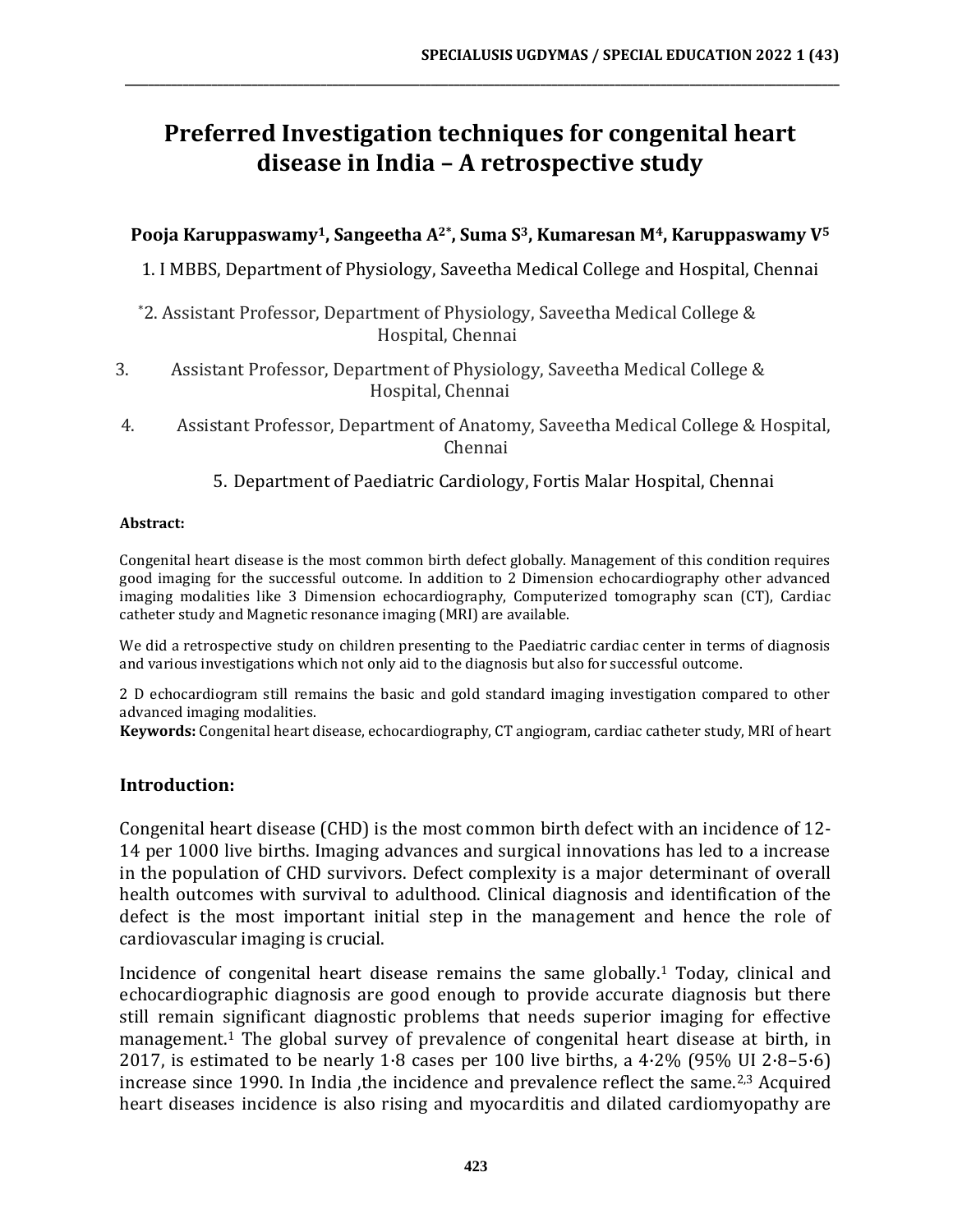# Preferred Investigation techniques for congenital heart disease in India – A retrospective study

**Pooja Karuppaswamy[1], Sangeetha A[2*], Suma S[3], Kumaresan M[4], Karuppaswamy V[5]**

1. I MBBS, Department of Physiology, Saveetha Medical College and Hospital, Chennai

*2. Assistant Professor, Department of Physiology, Saveetha Medical College & Hospital, Chennai

3. Assistant Professor, Department of Physiology, Saveetha Medical College & Hospital, Chennai

4. Assistant Professor, Department of Anatomy, Saveetha Medical College & Hospital, Chennai

5. Department of Paediatric Cardiology, Fortis Malar Hospital, Chennai

**Abstract:**

Congenital heart disease is the most common birth defect globally. Management of this condition requires good imaging for the successful outcome. In addition to 2 Dimension echocardiography other advanced imaging modalities like 3 Dimension echocardiography, Computerized tomography scan (CT), Cardiac catheter study and Magnetic resonance imaging (MRI) are available.

We did a retrospective study on children presenting to the Paediatric cardiac center in terms of diagnosis and various investigations which not only aid to the diagnosis but also for successful outcome.

2 D echocardiogram still remains the basic and gold standard imaging investigation compared to other advanced imaging modalities.

**Keywords:** Congenital heart disease, echocardiography, CT angiogram, cardiac catheter study, MRI of heart

## Introduction:

Congenital heart disease (CHD) is the most common birth defect with an incidence of 12-14 per 1000 live births. Imaging advances and surgical innovations has led to a increase in the population of CHD survivors. Defect complexity is a major determinant of overall health outcomes with survival to adulthood. Clinical diagnosis and identification of the defect is the most important initial step in the management and hence the role of cardiovascular imaging is crucial.

Incidence of congenital heart disease remains the same globally.[1] Today, clinical and echocardiographic diagnosis are good enough to provide accurate diagnosis but there still remain significant diagnostic problems that needs superior imaging for effective management.[1] The global survey of prevalence of congenital heart disease at birth, in 2017, is estimated to be nearly 1·8 cases per 100 live births, a 4·2% (95% UI 2·8–5·6) increase since 1990. In India ,the incidence and prevalence reflect the same.[2,3] Acquired heart diseases incidence is also rising and myocarditis and dilated cardiomyopathy are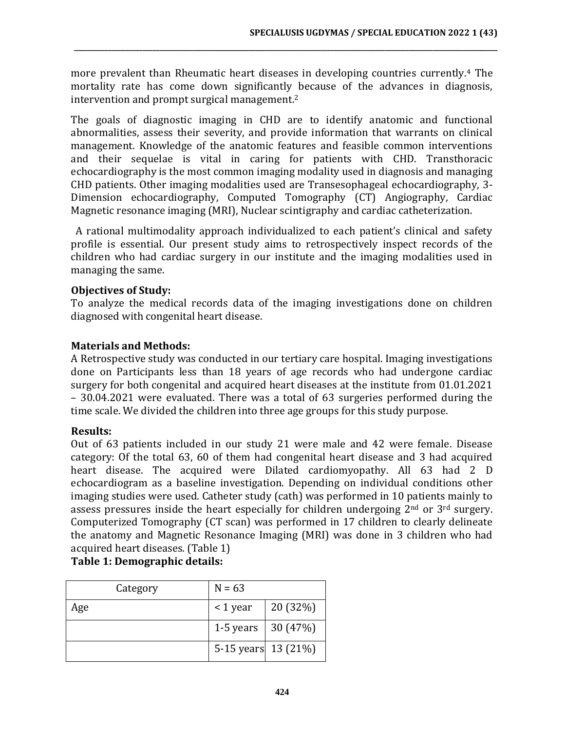more prevalent than Rheumatic heart diseases in developing countries currently.[4] The mortality rate has come down significantly because of the advances in diagnosis, intervention and prompt surgical management.[2]

The goals of diagnostic imaging in CHD are to identify anatomic and functional abnormalities, assess their severity, and provide information that warrants on clinical management. Knowledge of the anatomic features and feasible common interventions and their sequelae is vital in caring for patients with CHD. Transthoracic echocardiography is the most common imaging modality used in diagnosis and managing CHD patients. Other imaging modalities used are Transesophageal echocardiography, 3-Dimension echocardiography, Computed Tomography (CT) Angiography, Cardiac Magnetic resonance imaging (MRI), Nuclear scintigraphy and cardiac catheterization.

A rational multimodality approach individualized to each patient's clinical and safety profile is essential. Our present study aims to retrospectively inspect records of the children who had cardiac surgery in our institute and the imaging modalities used in managing the same.

**Objectives of Study:**
To analyze the medical records data of the imaging investigations done on children diagnosed with congenital heart disease.

**Materials and Methods:**
A Retrospective study was conducted in our tertiary care hospital. Imaging investigations done on Participants less than 18 years of age records who had undergone cardiac surgery for both congenital and acquired heart diseases at the institute from 01.01.2021 – 30.04.2021 were evaluated. There was a total of 63 surgeries performed during the time scale. We divided the children into three age groups for this study purpose.

**Results:**
Out of 63 patients included in our study 21 were male and 42 were female. Disease category: Of the total 63, 60 of them had congenital heart disease and 3 had acquired heart disease. The acquired were Dilated cardiomyopathy. All 63 had 2 D echocardiogram as a baseline investigation. Depending on individual conditions other imaging studies were used. Catheter study (cath) was performed in 10 patients mainly to assess pressures inside the heart especially for children undergoing 2nd or 3rd surgery. Computerized Tomography (CT scan) was performed in 17 children to clearly delineate the anatomy and Magnetic Resonance Imaging (MRI) was done in 3 children who had acquired heart diseases. (Table 1)

**Table 1: Demographic details:**

| Category | N = 63 | |
|---|---|---|
| Age | < 1 year | 20 (32%) |
| | 1-5 years | 30 (47%) |
| | 5-15 years | 13 (21%) |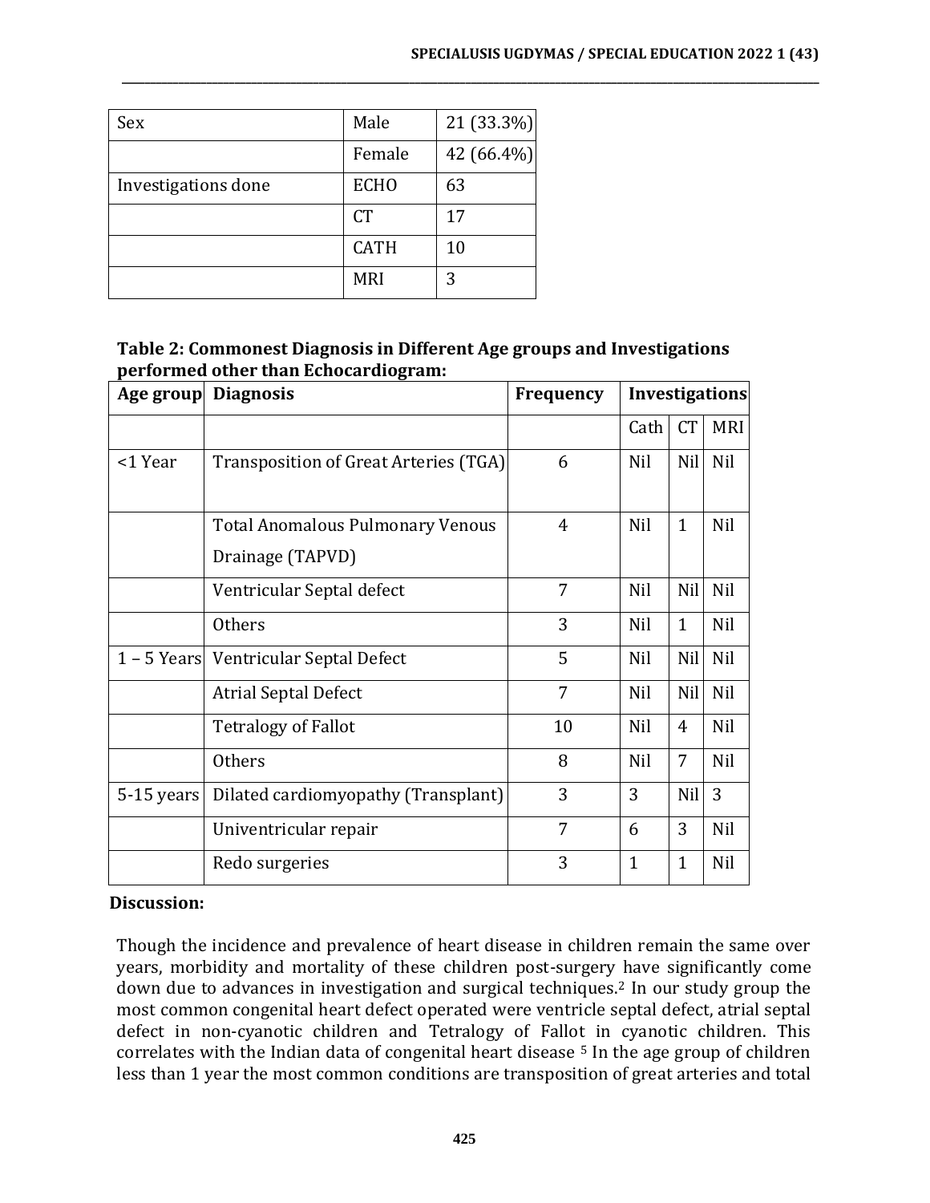| Sex | Male | 21 (33.3%) |
| --- | --- | --- |
| | Female | 42 (66.4%) |
| Investigations done | ECHO | 63 |
| | CT | 17 |
| | CATH | 10 |
| | MRI | 3 |

**Table 2: Commonest Diagnosis in Different Age groups and Investigations performed other than Echocardiogram:**

| Age group | Diagnosis | Frequency | Investigations | | |
| --- | --- | --- | --- | --- | --- |
| | | | Cath | CT | MRI |
| <1 Year | Transposition of Great Arteries (TGA) | 6 | Nil | Nil | Nil |
| | Total Anomalous Pulmonary Venous Drainage (TAPVD) | 4 | Nil | 1 | Nil |
| | Ventricular Septal defect | 7 | Nil | Nil | Nil |
| | Others | 3 | Nil | 1 | Nil |
| 1 – 5 Years | Ventricular Septal Defect | 5 | Nil | Nil | Nil |
| | Atrial Septal Defect | 7 | Nil | Nil | Nil |
| | Tetralogy of Fallot | 10 | Nil | 4 | Nil |
| | Others | 8 | Nil | 7 | Nil |
| 5-15 years | Dilated cardiomyopathy (Transplant) | 3 | 3 | Nil | 3 |
| | Univentricular repair | 7 | 6 | 3 | Nil |
| | Redo surgeries | 3 | 1 | 1 | Nil |

**Discussion:**

Though the incidence and prevalence of heart disease in children remain the same over years, morbidity and mortality of these children post-surgery have significantly come down due to advances in investigation and surgical techniques.[2] In our study group the most common congenital heart defect operated were ventricle septal defect, atrial septal defect in non-cyanotic children and Tetralogy of Fallot in cyanotic children. This correlates with the Indian data of congenital heart disease [5] In the age group of children less than 1 year the most common conditions are transposition of great arteries and total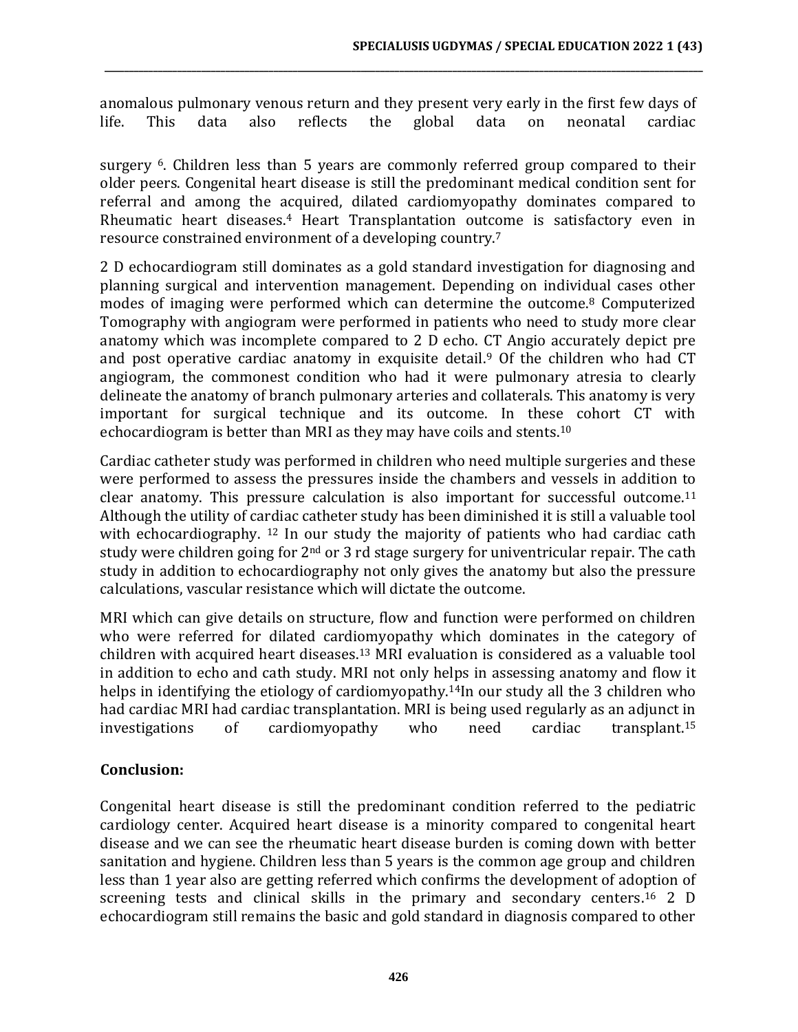anomalous pulmonary venous return and they present very early in the first few days of life. This data also reflects the global data on neonatal cardiac

surgery [6]. Children less than 5 years are commonly referred group compared to their older peers. Congenital heart disease is still the predominant medical condition sent for referral and among the acquired, dilated cardiomyopathy dominates compared to Rheumatic heart diseases.[4] Heart Transplantation outcome is satisfactory even in resource constrained environment of a developing country.[7]

2 D echocardiogram still dominates as a gold standard investigation for diagnosing and planning surgical and intervention management. Depending on individual cases other modes of imaging were performed which can determine the outcome.[8] Computerized Tomography with angiogram were performed in patients who need to study more clear anatomy which was incomplete compared to 2 D echo. CT Angio accurately depict pre and post operative cardiac anatomy in exquisite detail.[9] Of the children who had CT angiogram, the commonest condition who had it were pulmonary atresia to clearly delineate the anatomy of branch pulmonary arteries and collaterals. This anatomy is very important for surgical technique and its outcome. In these cohort CT with echocardiogram is better than MRI as they may have coils and stents.[10]

Cardiac catheter study was performed in children who need multiple surgeries and these were performed to assess the pressures inside the chambers and vessels in addition to clear anatomy. This pressure calculation is also important for successful outcome.[11] Although the utility of cardiac catheter study has been diminished it is still a valuable tool with echocardiography. [12] In our study the majority of patients who had cardiac cath study were children going for 2nd or 3 rd stage surgery for univentricular repair. The cath study in addition to echocardiography not only gives the anatomy but also the pressure calculations, vascular resistance which will dictate the outcome.

MRI which can give details on structure, flow and function were performed on children who were referred for dilated cardiomyopathy which dominates in the category of children with acquired heart diseases.[13] MRI evaluation is considered as a valuable tool in addition to echo and cath study. MRI not only helps in assessing anatomy and flow it helps in identifying the etiology of cardiomyopathy.[14]In our study all the 3 children who had cardiac MRI had cardiac transplantation. MRI is being used regularly as an adjunct in investigations of cardiomyopathy who need cardiac transplant.[15]

## Conclusion:

Congenital heart disease is still the predominant condition referred to the pediatric cardiology center. Acquired heart disease is a minority compared to congenital heart disease and we can see the rheumatic heart disease burden is coming down with better sanitation and hygiene. Children less than 5 years is the common age group and children less than 1 year also are getting referred which confirms the development of adoption of screening tests and clinical skills in the primary and secondary centers.[16] 2 D echocardiogram still remains the basic and gold standard in diagnosis compared to other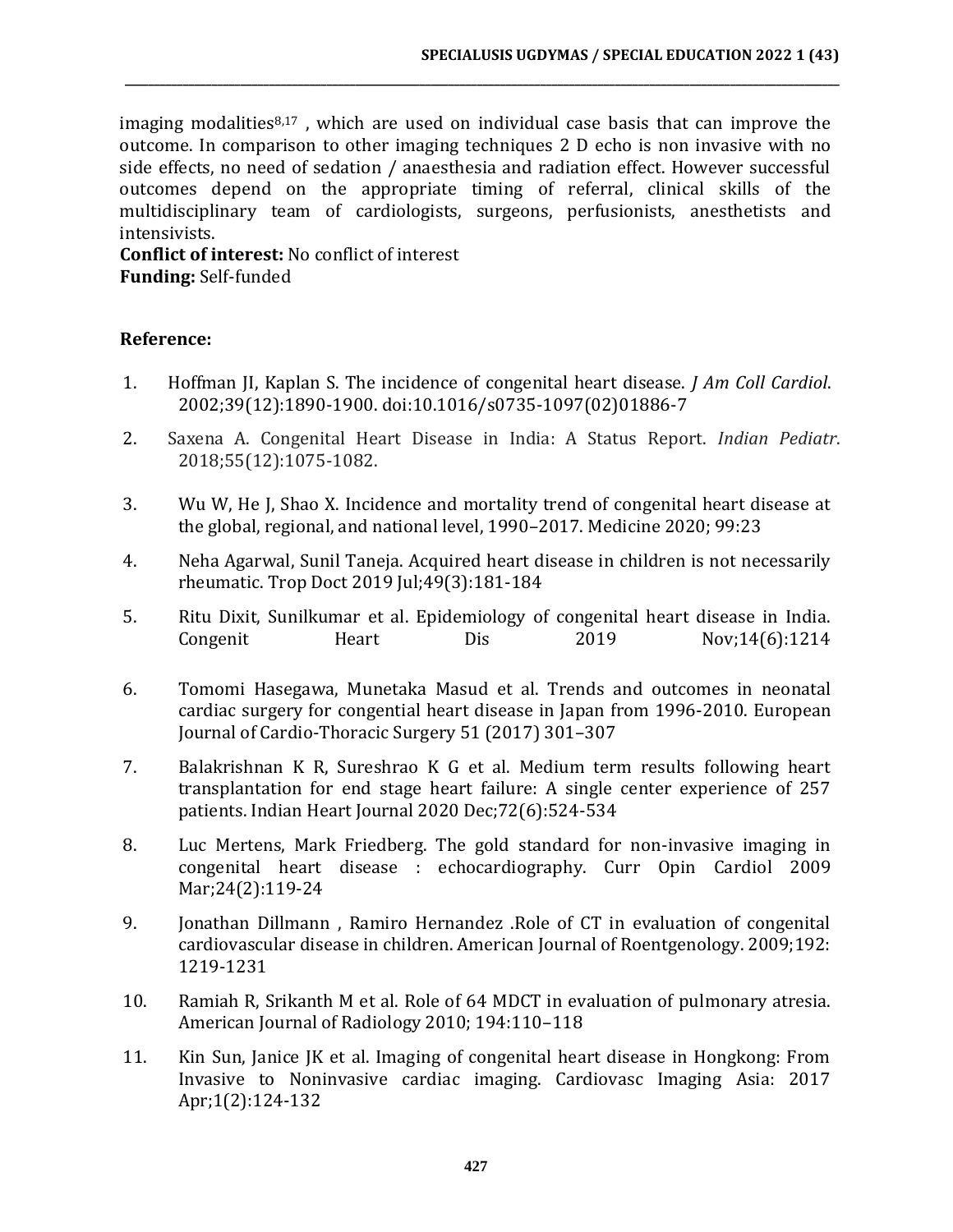imaging modalities[8,17] , which are used on individual case basis that can improve the outcome. In comparison to other imaging techniques 2 D echo is non invasive with no side effects, no need of sedation / anaesthesia and radiation effect. However successful outcomes depend on the appropriate timing of referral, clinical skills of the multidisciplinary team of cardiologists, surgeons, perfusionists, anesthetists and intensivists.

**Conflict of interest:** No conflict of interest

**Funding:** Self-funded

**Reference:**

1. Hoffman JI, Kaplan S. The incidence of congenital heart disease. *J Am Coll Cardiol*. 2002;39(12):1890-1900. doi:10.1016/s0735-1097(02)01886-7
2. Saxena A. Congenital Heart Disease in India: A Status Report. *Indian Pediatr*. 2018;55(12):1075-1082.
3. Wu W, He J, Shao X. Incidence and mortality trend of congenital heart disease at the global, regional, and national level, 1990–2017. Medicine 2020; 99:23
4. Neha Agarwal, Sunil Taneja. Acquired heart disease in children is not necessarily rheumatic. Trop Doct 2019 Jul;49(3):181-184
5. Ritu Dixit, Sunilkumar et al. Epidemiology of congenital heart disease in India. Congenit Heart Dis 2019 Nov;14(6):1214
6. Tomomi Hasegawa, Munetaka Masud et al. Trends and outcomes in neonatal cardiac surgery for congential heart disease in Japan from 1996-2010. European Journal of Cardio-Thoracic Surgery 51 (2017) 301–307
7. Balakrishnan K R, Sureshrao K G et al. Medium term results following heart transplantation for end stage heart failure: A single center experience of 257 patients. Indian Heart Journal 2020 Dec;72(6):524-534
8. Luc Mertens, Mark Friedberg. The gold standard for non-invasive imaging in congenital heart disease : echocardiography. Curr Opin Cardiol 2009 Mar;24(2):119-24
9. Jonathan Dillmann , Ramiro Hernandez .Role of CT in evaluation of congenital cardiovascular disease in children. American Journal of Roentgenology. 2009;192: 1219-1231
10. Ramiah R, Srikanth M et al. Role of 64 MDCT in evaluation of pulmonary atresia. American Journal of Radiology 2010; 194:110–118
11. Kin Sun, Janice JK et al. Imaging of congenital heart disease in Hongkong: From Invasive to Noninvasive cardiac imaging. Cardiovasc Imaging Asia: 2017 Apr;1(2):124-132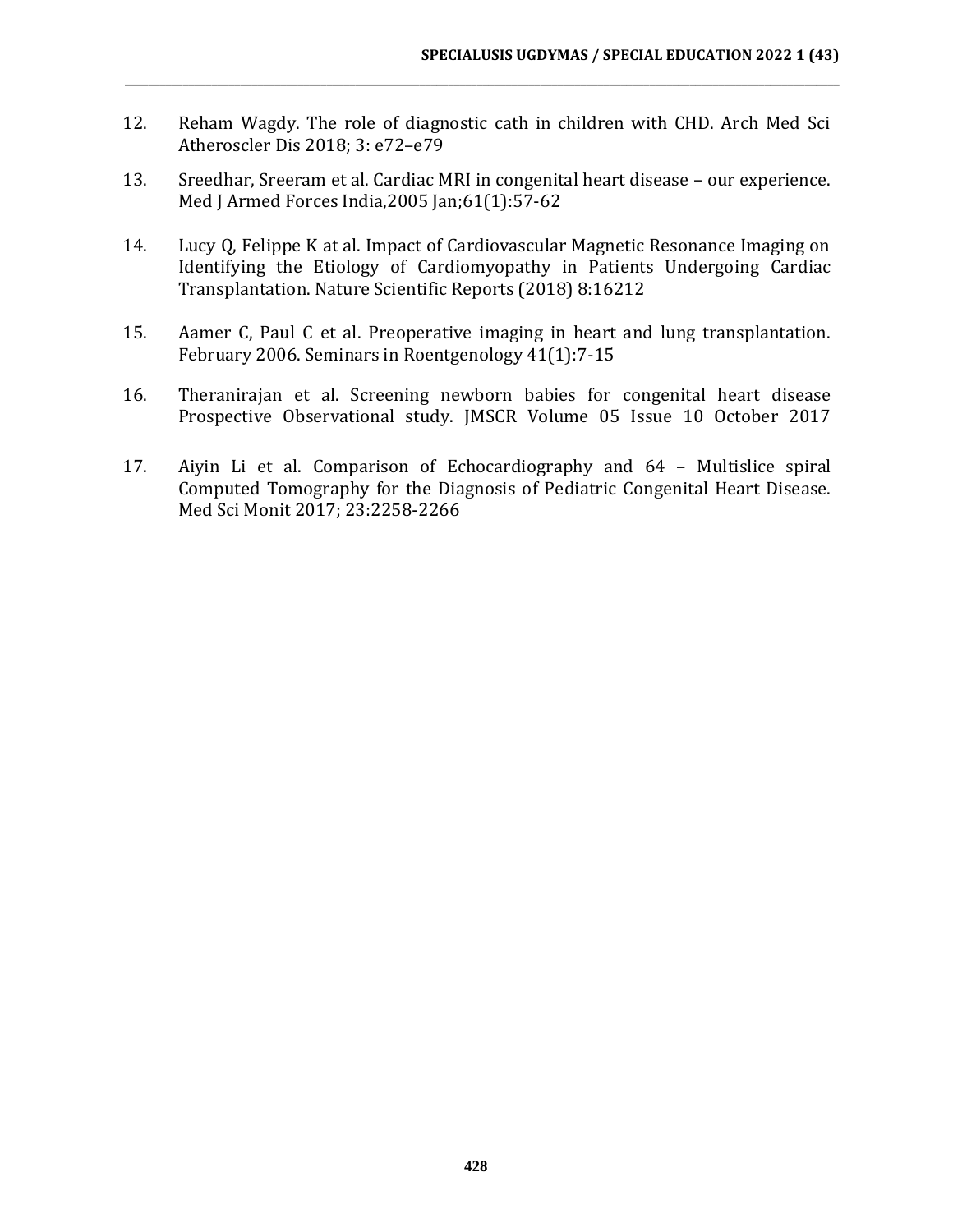12. Reham Wagdy. The role of diagnostic cath in children with CHD. Arch Med Sci Atheroscler Dis 2018; 3: e72–e79

13. Sreedhar, Sreeram et al. Cardiac MRI in congenital heart disease – our experience. Med J Armed Forces India,2005 Jan;61(1):57-62

14. Lucy Q, Felippe K at al. Impact of Cardiovascular Magnetic Resonance Imaging on Identifying the Etiology of Cardiomyopathy in Patients Undergoing Cardiac Transplantation. Nature Scientific Reports (2018) 8:16212

15. Aamer C, Paul C et al. Preoperative imaging in heart and lung transplantation. February 2006. Seminars in Roentgenology 41(1):7-15

16. Theranirajan et al. Screening newborn babies for congenital heart disease Prospective Observational study. JMSCR Volume 05 Issue 10 October 2017

17. Aiyin Li et al. Comparison of Echocardiography and 64 – Multislice spiral Computed Tomography for the Diagnosis of Pediatric Congenital Heart Disease. Med Sci Monit 2017; 23:2258-2266